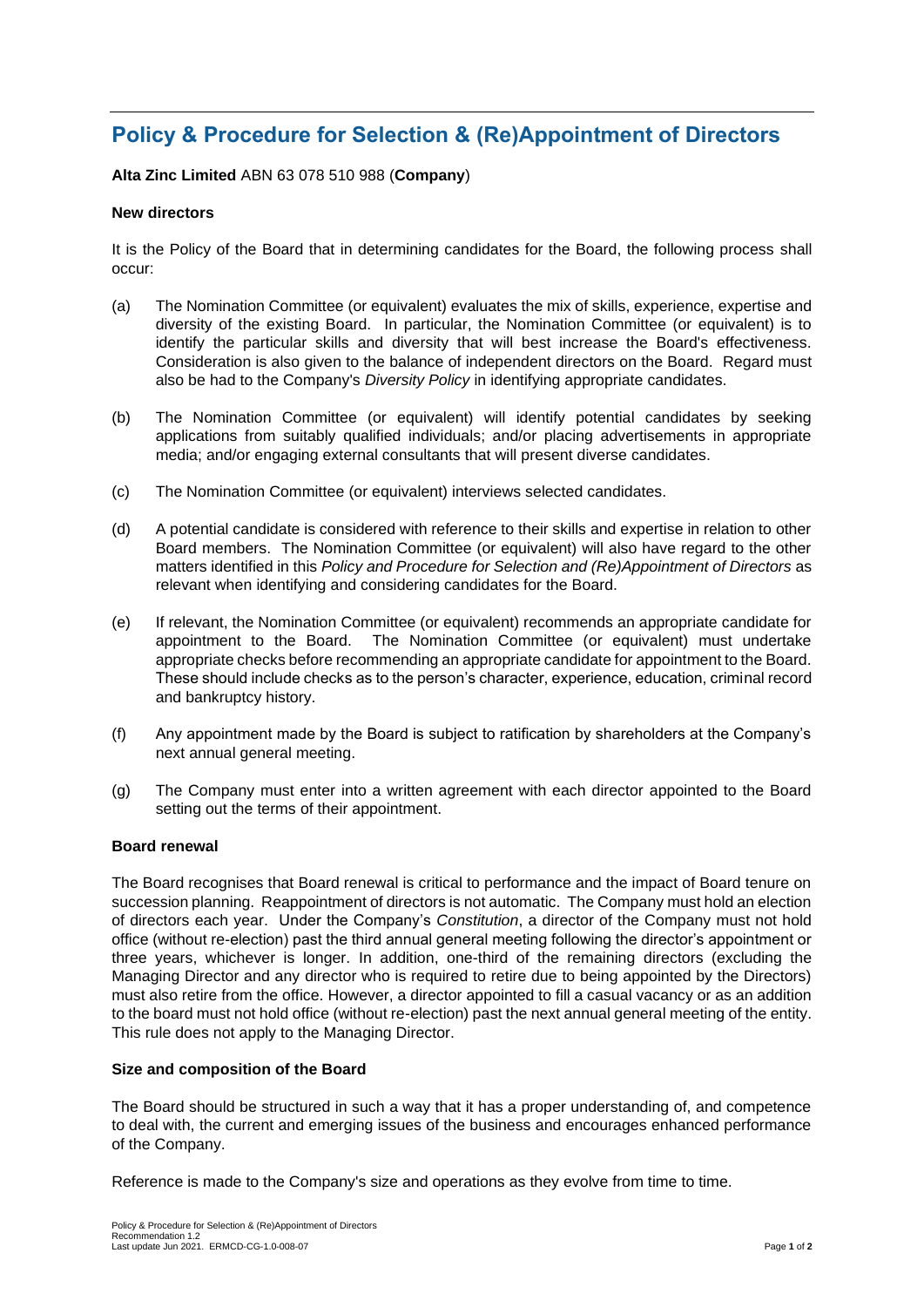# Policy & Procedure for Selection & (Re)Appointment of Directors

**Alta Zinc Limited** ABN 63 078 510 988 (**Company**)

**New directors**

It is the Policy of the Board that in determining candidates for the Board, the following process shall occur:

(a) The Nomination Committee (or equivalent) evaluates the mix of skills, experience, expertise and diversity of the existing Board. In particular, the Nomination Committee (or equivalent) is to identify the particular skills and diversity that will best increase the Board's effectiveness. Consideration is also given to the balance of independent directors on the Board. Regard must also be had to the Company's *Diversity Policy* in identifying appropriate candidates.

(b) The Nomination Committee (or equivalent) will identify potential candidates by seeking applications from suitably qualified individuals; and/or placing advertisements in appropriate media; and/or engaging external consultants that will present diverse candidates.

(c) The Nomination Committee (or equivalent) interviews selected candidates.

(d) A potential candidate is considered with reference to their skills and expertise in relation to other Board members. The Nomination Committee (or equivalent) will also have regard to the other matters identified in this *Policy and Procedure for Selection and (Re)Appointment of Directors* as relevant when identifying and considering candidates for the Board.

(e) If relevant, the Nomination Committee (or equivalent) recommends an appropriate candidate for appointment to the Board. The Nomination Committee (or equivalent) must undertake appropriate checks before recommending an appropriate candidate for appointment to the Board. These should include checks as to the person's character, experience, education, criminal record and bankruptcy history.

(f) Any appointment made by the Board is subject to ratification by shareholders at the Company's next annual general meeting.

(g) The Company must enter into a written agreement with each director appointed to the Board setting out the terms of their appointment.

**Board renewal**

The Board recognises that Board renewal is critical to performance and the impact of Board tenure on succession planning. Reappointment of directors is not automatic. The Company must hold an election of directors each year. Under the Company's *Constitution*, a director of the Company must not hold office (without re-election) past the third annual general meeting following the director's appointment or three years, whichever is longer. In addition, one-third of the remaining directors (excluding the Managing Director and any director who is required to retire due to being appointed by the Directors) must also retire from the office. However, a director appointed to fill a casual vacancy or as an addition to the board must not hold office (without re-election) past the next annual general meeting of the entity. This rule does not apply to the Managing Director.

**Size and composition of the Board**

The Board should be structured in such a way that it has a proper understanding of, and competence to deal with, the current and emerging issues of the business and encourages enhanced performance of the Company.

Reference is made to the Company's size and operations as they evolve from time to time.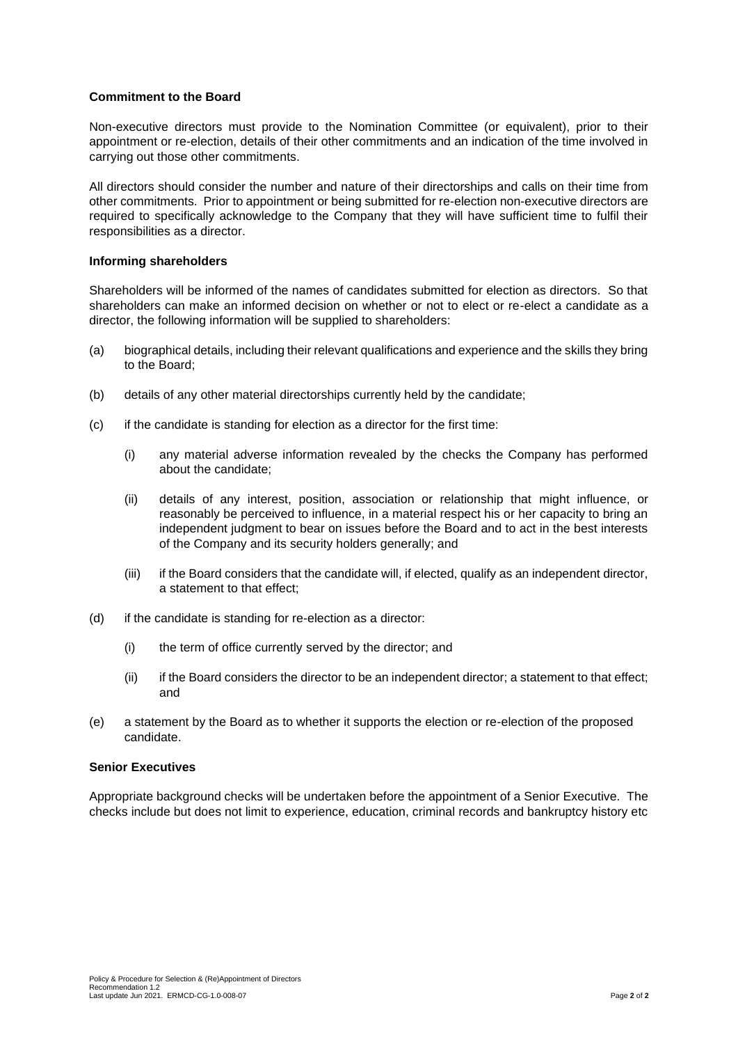**Commitment to the Board**

Non-executive directors must provide to the Nomination Committee (or equivalent), prior to their appointment or re-election, details of their other commitments and an indication of the time involved in carrying out those other commitments.

All directors should consider the number and nature of their directorships and calls on their time from other commitments. Prior to appointment or being submitted for re-election non-executive directors are required to specifically acknowledge to the Company that they will have sufficient time to fulfil their responsibilities as a director.

**Informing shareholders**

Shareholders will be informed of the names of candidates submitted for election as directors. So that shareholders can make an informed decision on whether or not to elect or re-elect a candidate as a director, the following information will be supplied to shareholders:

(a) biographical details, including their relevant qualifications and experience and the skills they bring to the Board;

(b) details of any other material directorships currently held by the candidate;

(c) if the candidate is standing for election as a director for the first time:

  (i) any material adverse information revealed by the checks the Company has performed about the candidate;

  (ii) details of any interest, position, association or relationship that might influence, or reasonably be perceived to influence, in a material respect his or her capacity to bring an independent judgment to bear on issues before the Board and to act in the best interests of the Company and its security holders generally; and

  (iii) if the Board considers that the candidate will, if elected, qualify as an independent director, a statement to that effect;

(d) if the candidate is standing for re-election as a director:

  (i) the term of office currently served by the director; and

  (ii) if the Board considers the director to be an independent director; a statement to that effect; and

(e) a statement by the Board as to whether it supports the election or re-election of the proposed candidate.

**Senior Executives**

Appropriate background checks will be undertaken before the appointment of a Senior Executive. The checks include but does not limit to experience, education, criminal records and bankruptcy history etc